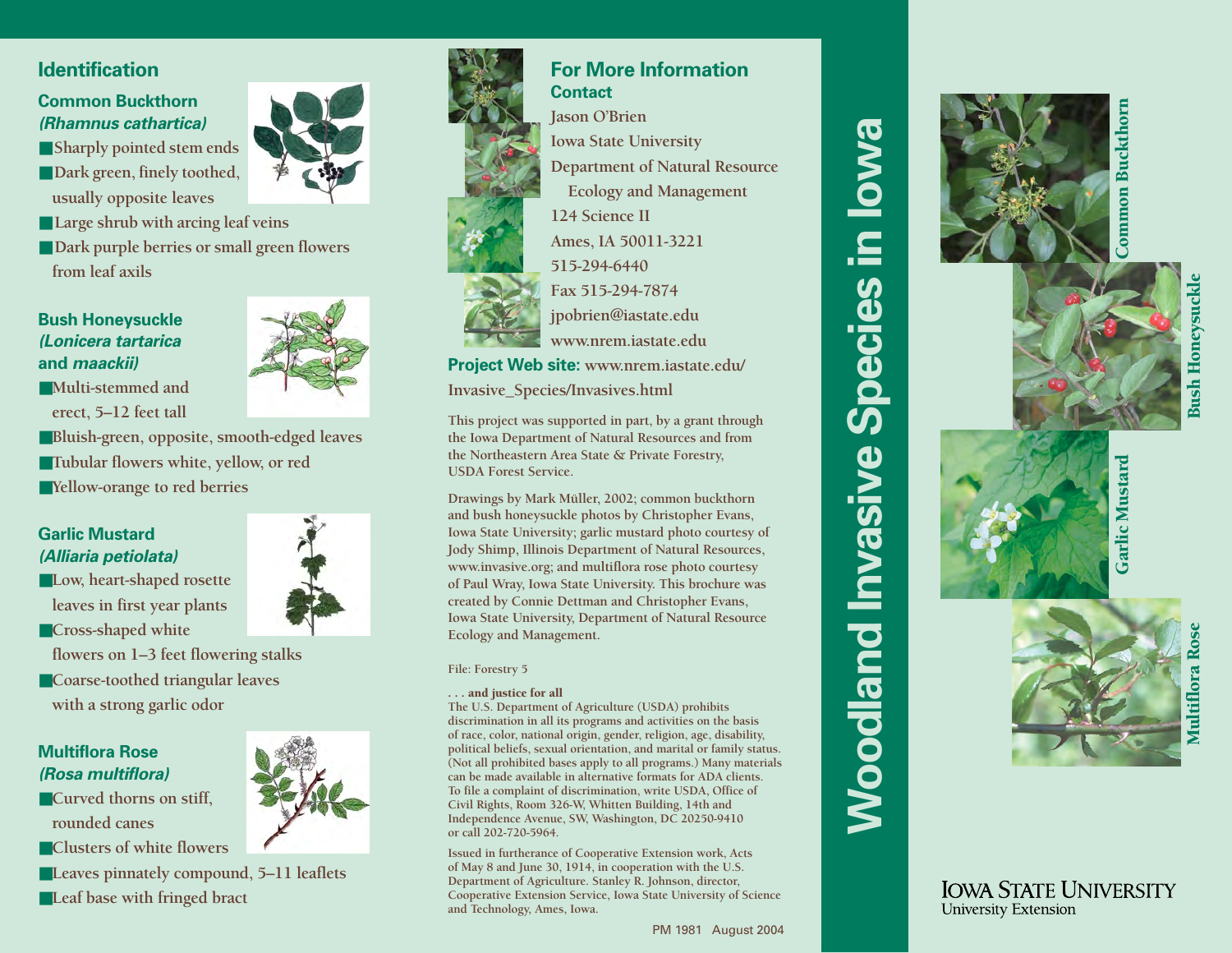## Identification

### Common Buckthorn *(Rhamnus cathartica)*

- Sharply pointed stem ends
- Dark green, finely toothed, usually opposite leaves
- Large shrub with arcing leaf veins
- Dark purple berries or small green flowers from leaf axils

### Bush Honeysuckle *(Lonicera tartarica* and *maackii)*

- Multi-stemmed and erect, 5–12 feet tall
- Bluish-green, opposite, smooth-edged leaves
- Tubular flowers white, yellow, or red
- Yellow-orange to red berries

### Garlic Mustard *(Alliaria petiolata)*

- Low, heart-shaped rosette leaves in first year plants
- Cross-shaped white flowers on 1–3 feet flowering stalks
- Coarse-toothed triangular leaves with a strong garlic odor

### Multiflora Rose *(Rosa multiflora)*

- Curved thorns on stiff, rounded canes
- Clusters of white flowers
- Leaves pinnately compound, 5–11 leaflets
- Leaf base with fringed bract

## For More Information

### Contact

Jason O'Brien
Iowa State University
Department of Natural Resource Ecology and Management
124 Science II
Ames, IA 50011-3221
515-294-6440
Fax 515-294-7874
jpobrien@iastate.edu
www.nrem.iastate.edu

**Project Web site:** www.nrem.iastate.edu/Invasive_Species/Invasives.html

This project was supported in part, by a grant through the Iowa Department of Natural Resources and from the Northeastern Area State & Private Forestry, USDA Forest Service.

Drawings by Mark Müller, 2002; common buckthorn and bush honeysuckle photos by Christopher Evans, Iowa State University; garlic mustard photo courtesy of Jody Shimp, Illinois Department of Natural Resources, www.invasive.org; and multiflora rose photo courtesy of Paul Wray, Iowa State University. This brochure was created by Connie Dettman and Christopher Evans, Iowa State University, Department of Natural Resource Ecology and Management.

File: Forestry 5

**. . . and justice for all**
The U.S. Department of Agriculture (USDA) prohibits discrimination in all its programs and activities on the basis of race, color, national origin, gender, religion, age, disability, political beliefs, sexual orientation, and marital or family status. (Not all prohibited bases apply to all programs.) Many materials can be made available in alternative formats for ADA clients. To file a complaint of discrimination, write USDA, Office of Civil Rights, Room 326-W, Whitten Building, 14th and Independence Avenue, SW, Washington, DC 20250-9410 or call 202-720-5964.

Issued in furtherance of Cooperative Extension work, Acts of May 8 and June 30, 1914, in cooperation with the U.S. Department of Agriculture. Stanley R. Johnson, director, Cooperative Extension Service, Iowa State University of Science and Technology, Ames, Iowa.

PM 1981 August 2004

# Woodland Invasive Species in Iowa

Common Buckthorn

Bush Honeysuckle

Garlic Mustard

Multiflora Rose

IOWA STATE UNIVERSITY
University Extension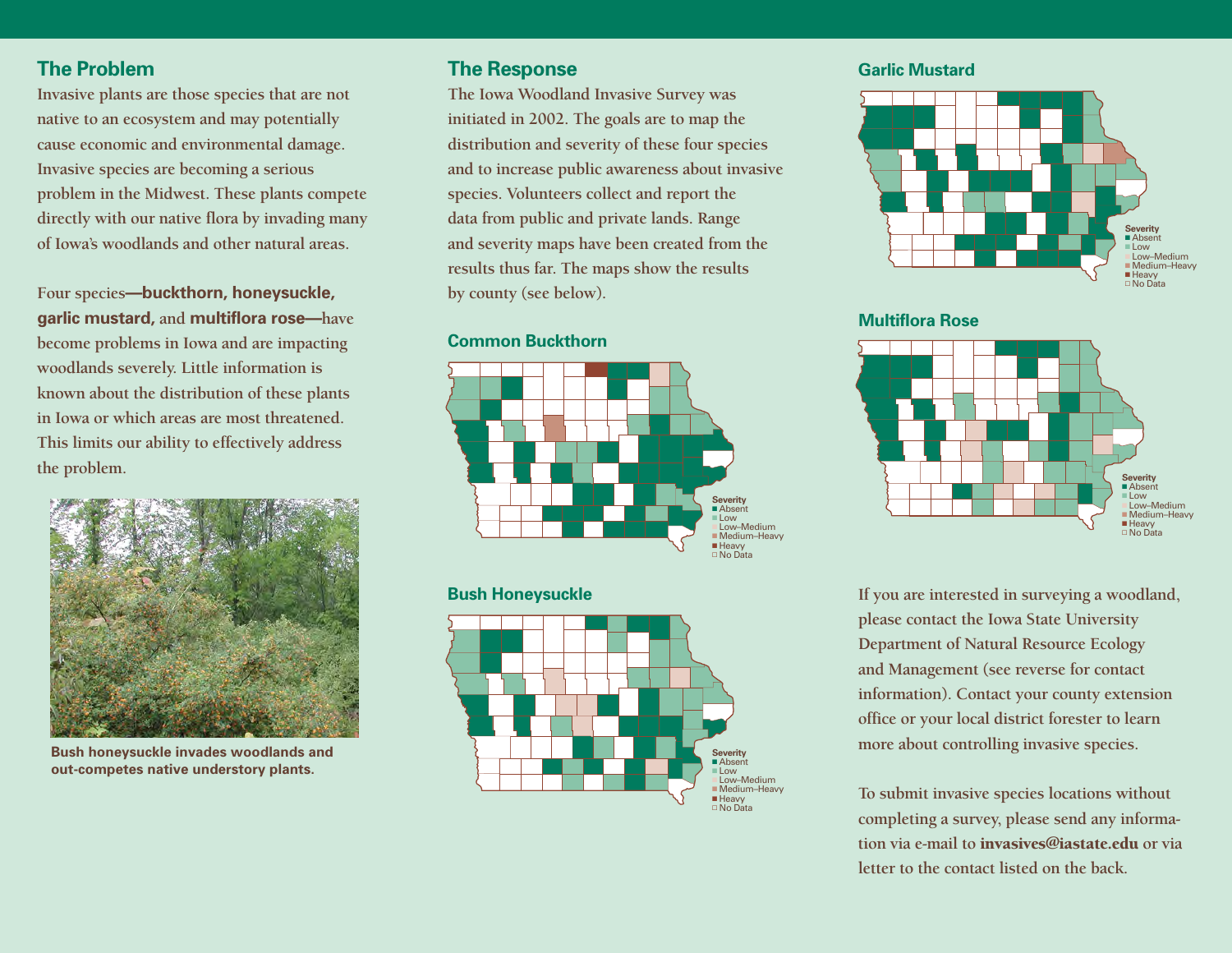## The Problem

Invasive plants are those species that are not native to an ecosystem and may potentially cause economic and environmental damage. Invasive species are becoming a serious problem in the Midwest. These plants compete directly with our native flora by invading many of Iowa's woodlands and other natural areas.

Four species—**buckthorn, honeysuckle, garlic mustard,** and **multiflora rose**—have become problems in Iowa and are impacting woodlands severely. Little information is known about the distribution of these plants in Iowa or which areas are most threatened. This limits our ability to effectively address the problem.

**Bush honeysuckle invades woodlands and out-competes native understory plants.**

## The Response

The Iowa Woodland Invasive Survey was initiated in 2002. The goals are to map the distribution and severity of these four species and to increase public awareness about invasive species. Volunteers collect and report the data from public and private lands. Range and severity maps have been created from the results thus far. The maps show the results by county (see below).

### Common Buckthorn

Severity
Absent
Low
Low–Medium
Medium–Heavy
Heavy
No Data

### Bush Honeysuckle

Severity
Absent
Low
Low–Medium
Medium–Heavy
Heavy
No Data

### Garlic Mustard

Severity
Absent
Low
Low–Medium
Medium–Heavy
Heavy
No Data

### Multiflora Rose

Severity
Absent
Low
Low–Medium
Medium–Heavy
Heavy
No Data

If you are interested in surveying a woodland, please contact the Iowa State University Department of Natural Resource Ecology and Management (see reverse for contact information). Contact your county extension office or your local district forester to learn more about controlling invasive species.

To submit invasive species locations without completing a survey, please send any information via e-mail to **invasives@iastate.edu** or via letter to the contact listed on the back.